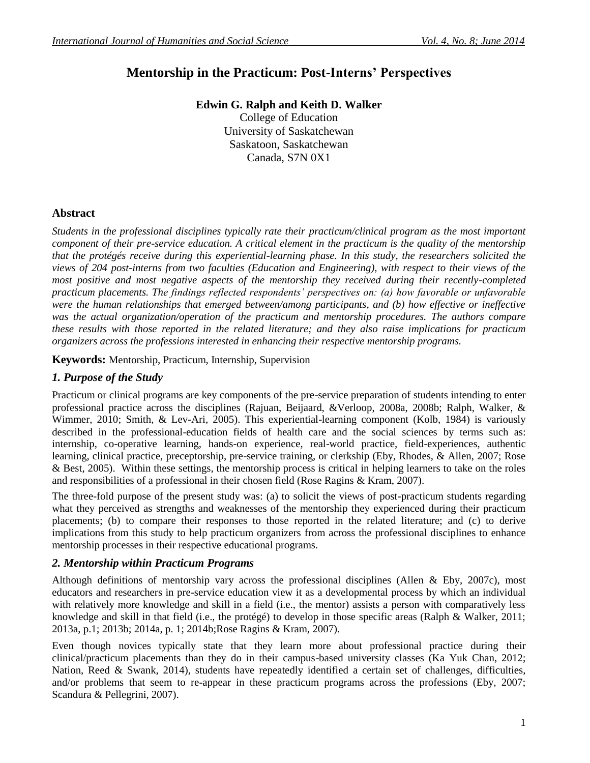# Mentorship in the Practicum: Post-Interns' Perspectives

**Edwin G. Ralph and Keith D. Walker**
College of Education
University of Saskatchewan
Saskatoon, Saskatchewan
Canada, S7N 0X1

## Abstract

*Students in the professional disciplines typically rate their practicum/clinical program as the most important component of their pre-service education. A critical element in the practicum is the quality of the mentorship that the protégés receive during this experiential-learning phase. In this study, the researchers solicited the views of 204 post-interns from two faculties (Education and Engineering), with respect to their views of the most positive and most negative aspects of the mentorship they received during their recently-completed practicum placements. The findings reflected respondents' perspectives on: (a) how favorable or unfavorable were the human relationships that emerged between/among participants, and (b) how effective or ineffective was the actual organization/operation of the practicum and mentorship procedures. The authors compare these results with those reported in the related literature; and they also raise implications for practicum organizers across the professions interested in enhancing their respective mentorship programs.*

**Keywords:** Mentorship, Practicum, Internship, Supervision

## *1. Purpose of the Study*

Practicum or clinical programs are key components of the pre-service preparation of students intending to enter professional practice across the disciplines (Rajuan, Beijaard, &Verloop, 2008a, 2008b; Ralph, Walker, & Wimmer, 2010; Smith, & Lev-Ari, 2005). This experiential-learning component (Kolb, 1984) is variously described in the professional-education fields of health care and the social sciences by terms such as: internship, co-operative learning, hands-on experience, real-world practice, field-experiences, authentic learning, clinical practice, preceptorship, pre-service training, or clerkship (Eby, Rhodes, & Allen, 2007; Rose & Best, 2005). Within these settings, the mentorship process is critical in helping learners to take on the roles and responsibilities of a professional in their chosen field (Rose Ragins & Kram, 2007).

The three-fold purpose of the present study was: (a) to solicit the views of post-practicum students regarding what they perceived as strengths and weaknesses of the mentorship they experienced during their practicum placements; (b) to compare their responses to those reported in the related literature; and (c) to derive implications from this study to help practicum organizers from across the professional disciplines to enhance mentorship processes in their respective educational programs.

## *2. Mentorship within Practicum Programs*

Although definitions of mentorship vary across the professional disciplines (Allen & Eby, 2007c), most educators and researchers in pre-service education view it as a developmental process by which an individual with relatively more knowledge and skill in a field (i.e., the mentor) assists a person with comparatively less knowledge and skill in that field (i.e., the protégé) to develop in those specific areas (Ralph & Walker, 2011; 2013a, p.1; 2013b; 2014a, p. 1; 2014b;Rose Ragins & Kram, 2007).

Even though novices typically state that they learn more about professional practice during their clinical/practicum placements than they do in their campus-based university classes (Ka Yuk Chan, 2012; Nation, Reed & Swank, 2014), students have repeatedly identified a certain set of challenges, difficulties, and/or problems that seem to re-appear in these practicum programs across the professions (Eby, 2007; Scandura & Pellegrini, 2007).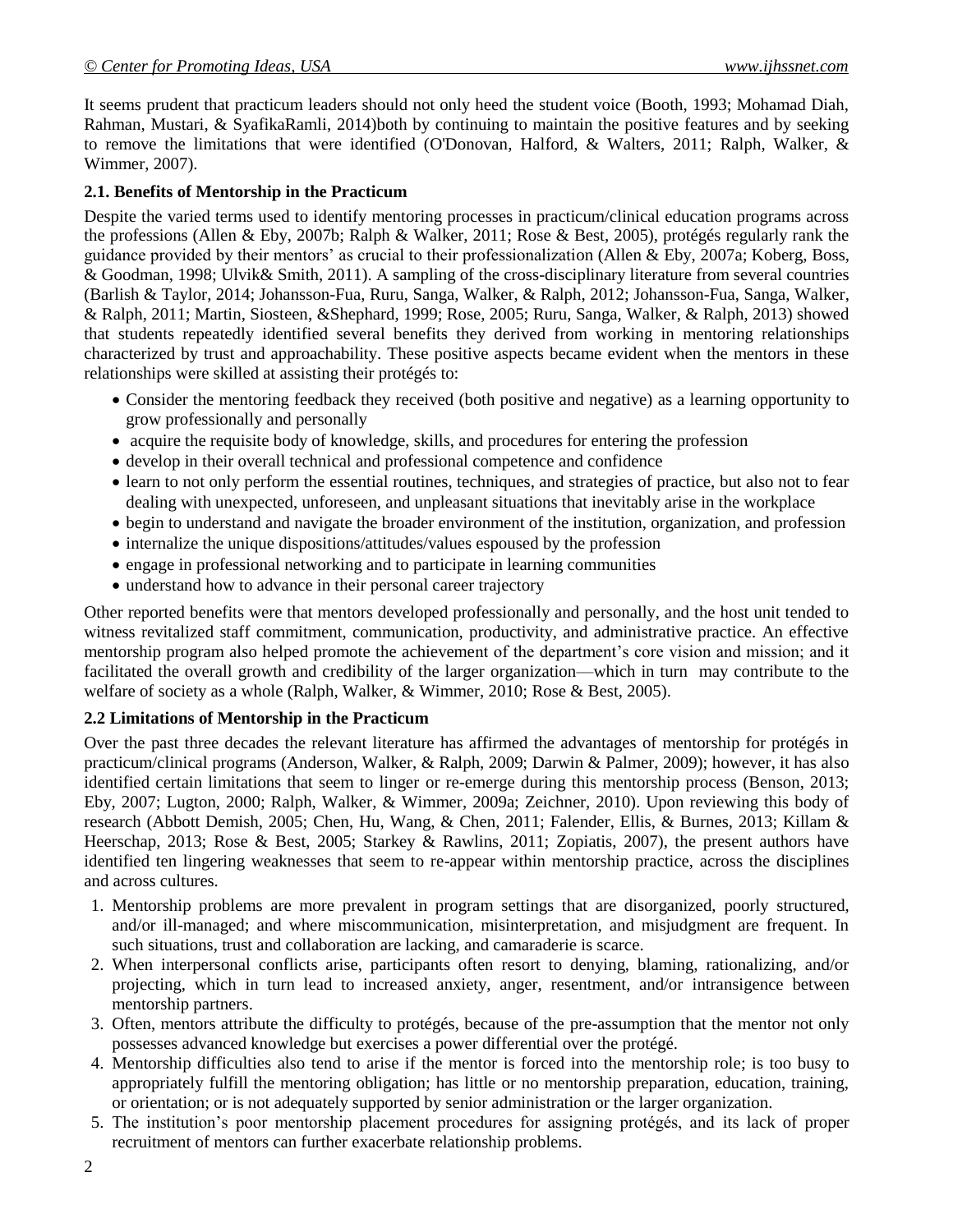It seems prudent that practicum leaders should not only heed the student voice (Booth, 1993; Mohamad Diah, Rahman, Mustari, & SyafikaRamli, 2014)both by continuing to maintain the positive features and by seeking to remove the limitations that were identified (O'Donovan, Halford, & Walters, 2011; Ralph, Walker, & Wimmer, 2007).

### 2.1. Benefits of Mentorship in the Practicum

Despite the varied terms used to identify mentoring processes in practicum/clinical education programs across the professions (Allen & Eby, 2007b; Ralph & Walker, 2011; Rose & Best, 2005), protégés regularly rank the guidance provided by their mentors' as crucial to their professionalization (Allen & Eby, 2007a; Koberg, Boss, & Goodman, 1998; Ulvik& Smith, 2011). A sampling of the cross-disciplinary literature from several countries (Barlish & Taylor, 2014; Johansson-Fua, Ruru, Sanga, Walker, & Ralph, 2012; Johansson-Fua, Sanga, Walker, & Ralph, 2011; Martin, Siosteen, &Shephard, 1999; Rose, 2005; Ruru, Sanga, Walker, & Ralph, 2013) showed that students repeatedly identified several benefits they derived from working in mentoring relationships characterized by trust and approachability. These positive aspects became evident when the mentors in these relationships were skilled at assisting their protégés to:

- Consider the mentoring feedback they received (both positive and negative) as a learning opportunity to grow professionally and personally
- acquire the requisite body of knowledge, skills, and procedures for entering the profession
- develop in their overall technical and professional competence and confidence
- learn to not only perform the essential routines, techniques, and strategies of practice, but also not to fear dealing with unexpected, unforeseen, and unpleasant situations that inevitably arise in the workplace
- begin to understand and navigate the broader environment of the institution, organization, and profession
- internalize the unique dispositions/attitudes/values espoused by the profession
- engage in professional networking and to participate in learning communities
- understand how to advance in their personal career trajectory

Other reported benefits were that mentors developed professionally and personally, and the host unit tended to witness revitalized staff commitment, communication, productivity, and administrative practice. An effective mentorship program also helped promote the achievement of the department's core vision and mission; and it facilitated the overall growth and credibility of the larger organization—which in turn may contribute to the welfare of society as a whole (Ralph, Walker, & Wimmer, 2010; Rose & Best, 2005).

### 2.2 Limitations of Mentorship in the Practicum

Over the past three decades the relevant literature has affirmed the advantages of mentorship for protégés in practicum/clinical programs (Anderson, Walker, & Ralph, 2009; Darwin & Palmer, 2009); however, it has also identified certain limitations that seem to linger or re-emerge during this mentorship process (Benson, 2013; Eby, 2007; Lugton, 2000; Ralph, Walker, & Wimmer, 2009a; Zeichner, 2010). Upon reviewing this body of research (Abbott Demish, 2005; Chen, Hu, Wang, & Chen, 2011; Falender, Ellis, & Burnes, 2013; Killam & Heerschap, 2013; Rose & Best, 2005; Starkey & Rawlins, 2011; Zopiatis, 2007), the present authors have identified ten lingering weaknesses that seem to re-appear within mentorship practice, across the disciplines and across cultures.

1. Mentorship problems are more prevalent in program settings that are disorganized, poorly structured, and/or ill-managed; and where miscommunication, misinterpretation, and misjudgment are frequent. In such situations, trust and collaboration are lacking, and camaraderie is scarce.
2. When interpersonal conflicts arise, participants often resort to denying, blaming, rationalizing, and/or projecting, which in turn lead to increased anxiety, anger, resentment, and/or intransigence between mentorship partners.
3. Often, mentors attribute the difficulty to protégés, because of the pre-assumption that the mentor not only possesses advanced knowledge but exercises a power differential over the protégé.
4. Mentorship difficulties also tend to arise if the mentor is forced into the mentorship role; is too busy to appropriately fulfill the mentoring obligation; has little or no mentorship preparation, education, training, or orientation; or is not adequately supported by senior administration or the larger organization.
5. The institution's poor mentorship placement procedures for assigning protégés, and its lack of proper recruitment of mentors can further exacerbate relationship problems.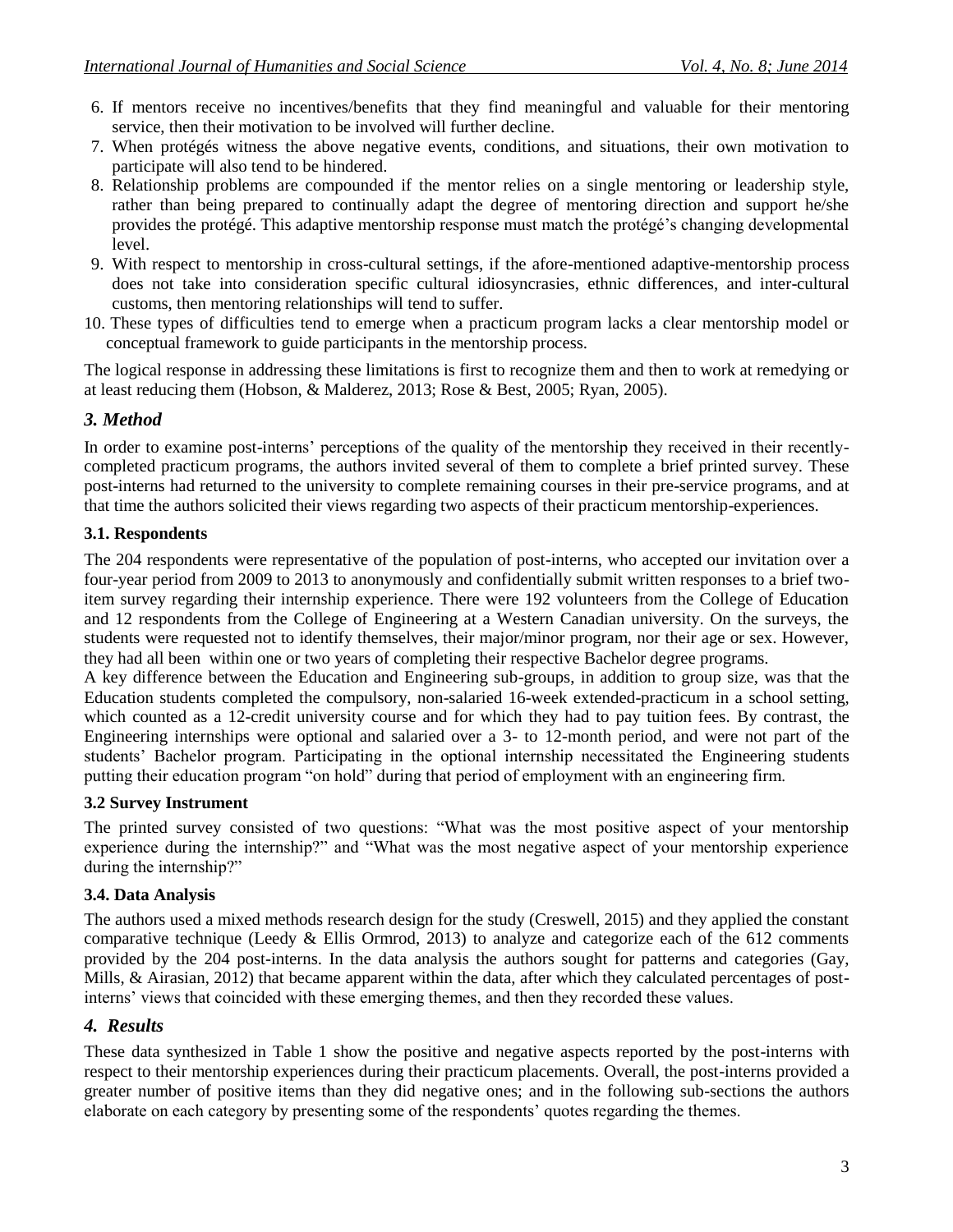6. If mentors receive no incentives/benefits that they find meaningful and valuable for their mentoring service, then their motivation to be involved will further decline.
7. When protégés witness the above negative events, conditions, and situations, their own motivation to participate will also tend to be hindered.
8. Relationship problems are compounded if the mentor relies on a single mentoring or leadership style, rather than being prepared to continually adapt the degree of mentoring direction and support he/she provides the protégé. This adaptive mentorship response must match the protégé's changing developmental level.
9. With respect to mentorship in cross-cultural settings, if the afore-mentioned adaptive-mentorship process does not take into consideration specific cultural idiosyncrasies, ethnic differences, and inter-cultural customs, then mentoring relationships will tend to suffer.
10. These types of difficulties tend to emerge when a practicum program lacks a clear mentorship model or conceptual framework to guide participants in the mentorship process.

The logical response in addressing these limitations is first to recognize them and then to work at remedying or at least reducing them (Hobson, & Malderez, 2013; Rose & Best, 2005; Ryan, 2005).

## *3. Method*

In order to examine post-interns' perceptions of the quality of the mentorship they received in their recently-completed practicum programs, the authors invited several of them to complete a brief printed survey. These post-interns had returned to the university to complete remaining courses in their pre-service programs, and at that time the authors solicited their views regarding two aspects of their practicum mentorship-experiences.

### 3.1. Respondents

The 204 respondents were representative of the population of post-interns, who accepted our invitation over a four-year period from 2009 to 2013 to anonymously and confidentially submit written responses to a brief two-item survey regarding their internship experience. There were 192 volunteers from the College of Education and 12 respondents from the College of Engineering at a Western Canadian university. On the surveys, the students were requested not to identify themselves, their major/minor program, nor their age or sex. However, they had all been within one or two years of completing their respective Bachelor degree programs.

A key difference between the Education and Engineering sub-groups, in addition to group size, was that the Education students completed the compulsory, non-salaried 16-week extended-practicum in a school setting, which counted as a 12-credit university course and for which they had to pay tuition fees. By contrast, the Engineering internships were optional and salaried over a 3- to 12-month period, and were not part of the students' Bachelor program. Participating in the optional internship necessitated the Engineering students putting their education program "on hold" during that period of employment with an engineering firm.

### 3.2 Survey Instrument

The printed survey consisted of two questions: "What was the most positive aspect of your mentorship experience during the internship?" and "What was the most negative aspect of your mentorship experience during the internship?"

### 3.4. Data Analysis

The authors used a mixed methods research design for the study (Creswell, 2015) and they applied the constant comparative technique (Leedy & Ellis Ormrod, 2013) to analyze and categorize each of the 612 comments provided by the 204 post-interns. In the data analysis the authors sought for patterns and categories (Gay, Mills, & Airasian, 2012) that became apparent within the data, after which they calculated percentages of post-interns' views that coincided with these emerging themes, and then they recorded these values.

## *4. Results*

These data synthesized in Table 1 show the positive and negative aspects reported by the post-interns with respect to their mentorship experiences during their practicum placements. Overall, the post-interns provided a greater number of positive items than they did negative ones; and in the following sub-sections the authors elaborate on each category by presenting some of the respondents' quotes regarding the themes.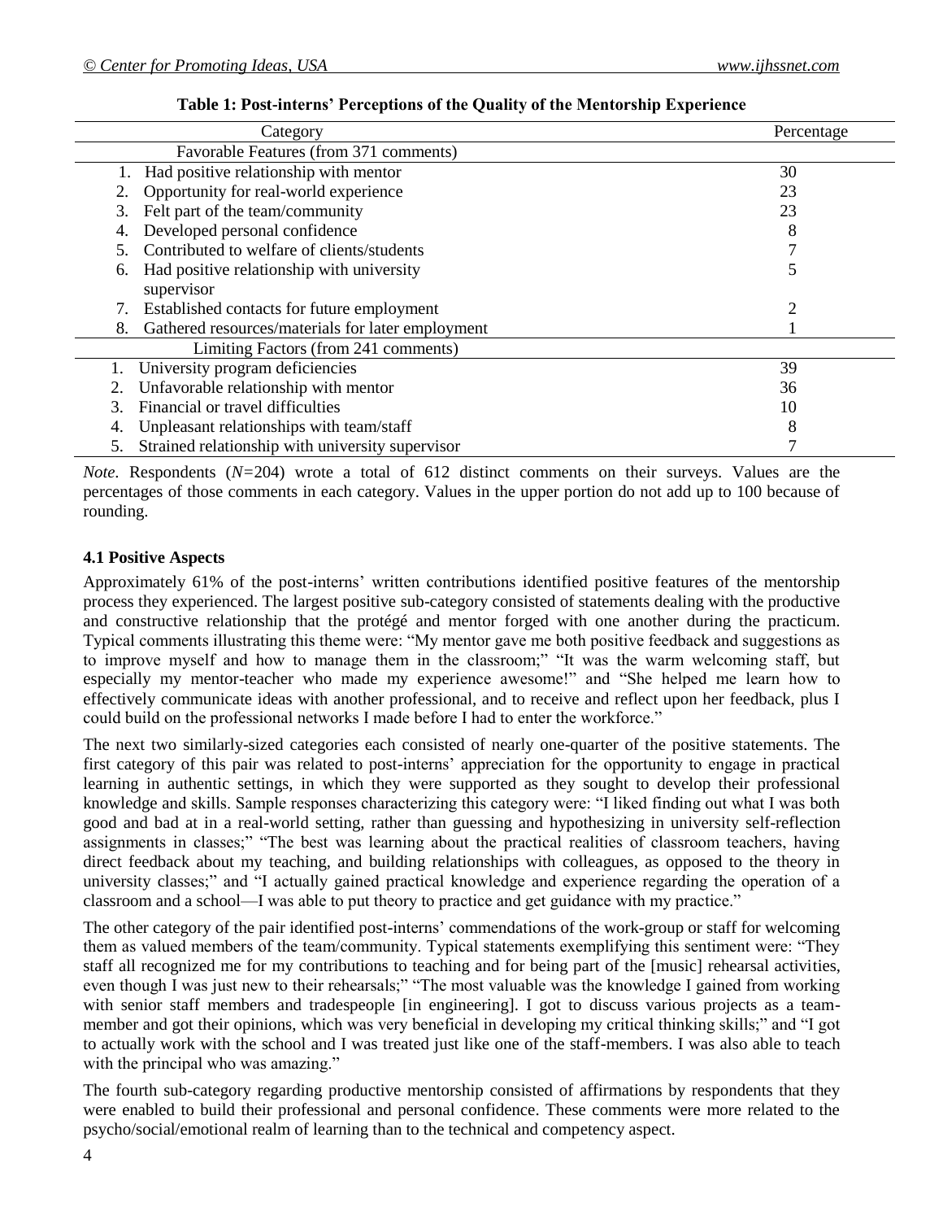**Table 1: Post-interns' Perceptions of the Quality of the Mentorship Experience**

| Category | Percentage |
|---|---|
| Favorable Features (from 371 comments) | |
| 1. Had positive relationship with mentor | 30 |
| 2. Opportunity for real-world experience | 23 |
| 3. Felt part of the team/community | 23 |
| 4. Developed personal confidence | 8 |
| 5. Contributed to welfare of clients/students | 7 |
| 6. Had positive relationship with university supervisor | 5 |
| 7. Established contacts for future employment | 2 |
| 8. Gathered resources/materials for later employment | 1 |
| Limiting Factors (from 241 comments) | |
| 1. University program deficiencies | 39 |
| 2. Unfavorable relationship with mentor | 36 |
| 3. Financial or travel difficulties | 10 |
| 4. Unpleasant relationships with team/staff | 8 |
| 5. Strained relationship with university supervisor | 7 |

*Note*. Respondents ($N=204$) wrote a total of 612 distinct comments on their surveys. Values are the percentages of those comments in each category. Values in the upper portion do not add up to 100 because of rounding.

### 4.1 Positive Aspects

Approximately 61% of the post-interns' written contributions identified positive features of the mentorship process they experienced. The largest positive sub-category consisted of statements dealing with the productive and constructive relationship that the protégé and mentor forged with one another during the practicum. Typical comments illustrating this theme were: "My mentor gave me both positive feedback and suggestions as to improve myself and how to manage them in the classroom;" "It was the warm welcoming staff, but especially my mentor-teacher who made my experience awesome!" and "She helped me learn how to effectively communicate ideas with another professional, and to receive and reflect upon her feedback, plus I could build on the professional networks I made before I had to enter the workforce."

The next two similarly-sized categories each consisted of nearly one-quarter of the positive statements. The first category of this pair was related to post-interns' appreciation for the opportunity to engage in practical learning in authentic settings, in which they were supported as they sought to develop their professional knowledge and skills. Sample responses characterizing this category were: "I liked finding out what I was both good and bad at in a real-world setting, rather than guessing and hypothesizing in university self-reflection assignments in classes;" "The best was learning about the practical realities of classroom teachers, having direct feedback about my teaching, and building relationships with colleagues, as opposed to the theory in university classes;" and "I actually gained practical knowledge and experience regarding the operation of a classroom and a school—I was able to put theory to practice and get guidance with my practice."

The other category of the pair identified post-interns' commendations of the work-group or staff for welcoming them as valued members of the team/community. Typical statements exemplifying this sentiment were: "They staff all recognized me for my contributions to teaching and for being part of the [music] rehearsal activities, even though I was just new to their rehearsals;" "The most valuable was the knowledge I gained from working with senior staff members and tradespeople [in engineering]. I got to discuss various projects as a team-member and got their opinions, which was very beneficial in developing my critical thinking skills;" and "I got to actually work with the school and I was treated just like one of the staff-members. I was also able to teach with the principal who was amazing."

The fourth sub-category regarding productive mentorship consisted of affirmations by respondents that they were enabled to build their professional and personal confidence. These comments were more related to the psycho/social/emotional realm of learning than to the technical and competency aspect.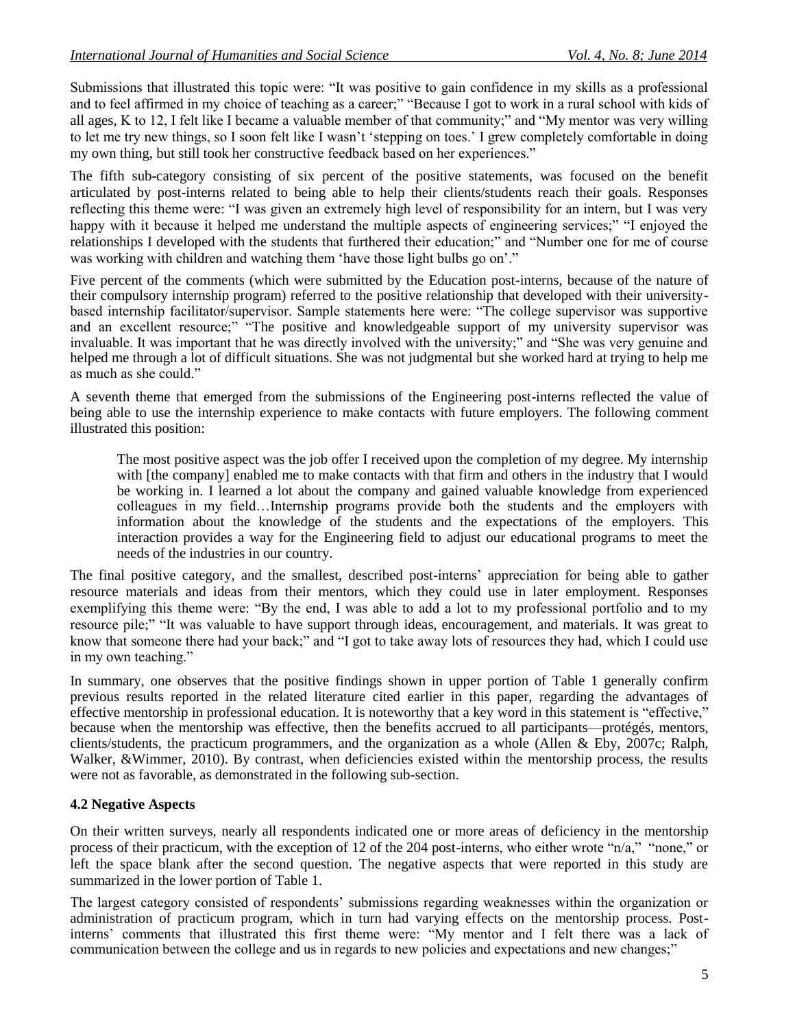Submissions that illustrated this topic were: "It was positive to gain confidence in my skills as a professional and to feel affirmed in my choice of teaching as a career;" "Because I got to work in a rural school with kids of all ages, K to 12, I felt like I became a valuable member of that community;" and "My mentor was very willing to let me try new things, so I soon felt like I wasn't 'stepping on toes.' I grew completely comfortable in doing my own thing, but still took her constructive feedback based on her experiences."

The fifth sub-category consisting of six percent of the positive statements, was focused on the benefit articulated by post-interns related to being able to help their clients/students reach their goals. Responses reflecting this theme were: "I was given an extremely high level of responsibility for an intern, but I was very happy with it because it helped me understand the multiple aspects of engineering services;" "I enjoyed the relationships I developed with the students that furthered their education;" and "Number one for me of course was working with children and watching them 'have those light bulbs go on'."

Five percent of the comments (which were submitted by the Education post-interns, because of the nature of their compulsory internship program) referred to the positive relationship that developed with their university-based internship facilitator/supervisor. Sample statements here were: "The college supervisor was supportive and an excellent resource;" "The positive and knowledgeable support of my university supervisor was invaluable. It was important that he was directly involved with the university;" and "She was very genuine and helped me through a lot of difficult situations. She was not judgmental but she worked hard at trying to help me as much as she could."

A seventh theme that emerged from the submissions of the Engineering post-interns reflected the value of being able to use the internship experience to make contacts with future employers. The following comment illustrated this position:

> The most positive aspect was the job offer I received upon the completion of my degree. My internship with [the company] enabled me to make contacts with that firm and others in the industry that I would be working in. I learned a lot about the company and gained valuable knowledge from experienced colleagues in my field…Internship programs provide both the students and the employers with information about the knowledge of the students and the expectations of the employers. This interaction provides a way for the Engineering field to adjust our educational programs to meet the needs of the industries in our country.

The final positive category, and the smallest, described post-interns' appreciation for being able to gather resource materials and ideas from their mentors, which they could use in later employment. Responses exemplifying this theme were: "By the end, I was able to add a lot to my professional portfolio and to my resource pile;" "It was valuable to have support through ideas, encouragement, and materials. It was great to know that someone there had your back;" and "I got to take away lots of resources they had, which I could use in my own teaching."

In summary, one observes that the positive findings shown in upper portion of Table 1 generally confirm previous results reported in the related literature cited earlier in this paper, regarding the advantages of effective mentorship in professional education. It is noteworthy that a key word in this statement is "effective," because when the mentorship was effective, then the benefits accrued to all participants—protégés, mentors, clients/students, the practicum programmers, and the organization as a whole (Allen & Eby, 2007c; Ralph, Walker, &Wimmer, 2010). By contrast, when deficiencies existed within the mentorship process, the results were not as favorable, as demonstrated in the following sub-section.

### 4.2 Negative Aspects

On their written surveys, nearly all respondents indicated one or more areas of deficiency in the mentorship process of their practicum, with the exception of 12 of the 204 post-interns, who either wrote "n/a," "none," or left the space blank after the second question. The negative aspects that were reported in this study are summarized in the lower portion of Table 1.

The largest category consisted of respondents' submissions regarding weaknesses within the organization or administration of practicum program, which in turn had varying effects on the mentorship process. Post-interns' comments that illustrated this first theme were: "My mentor and I felt there was a lack of communication between the college and us in regards to new policies and expectations and new changes;"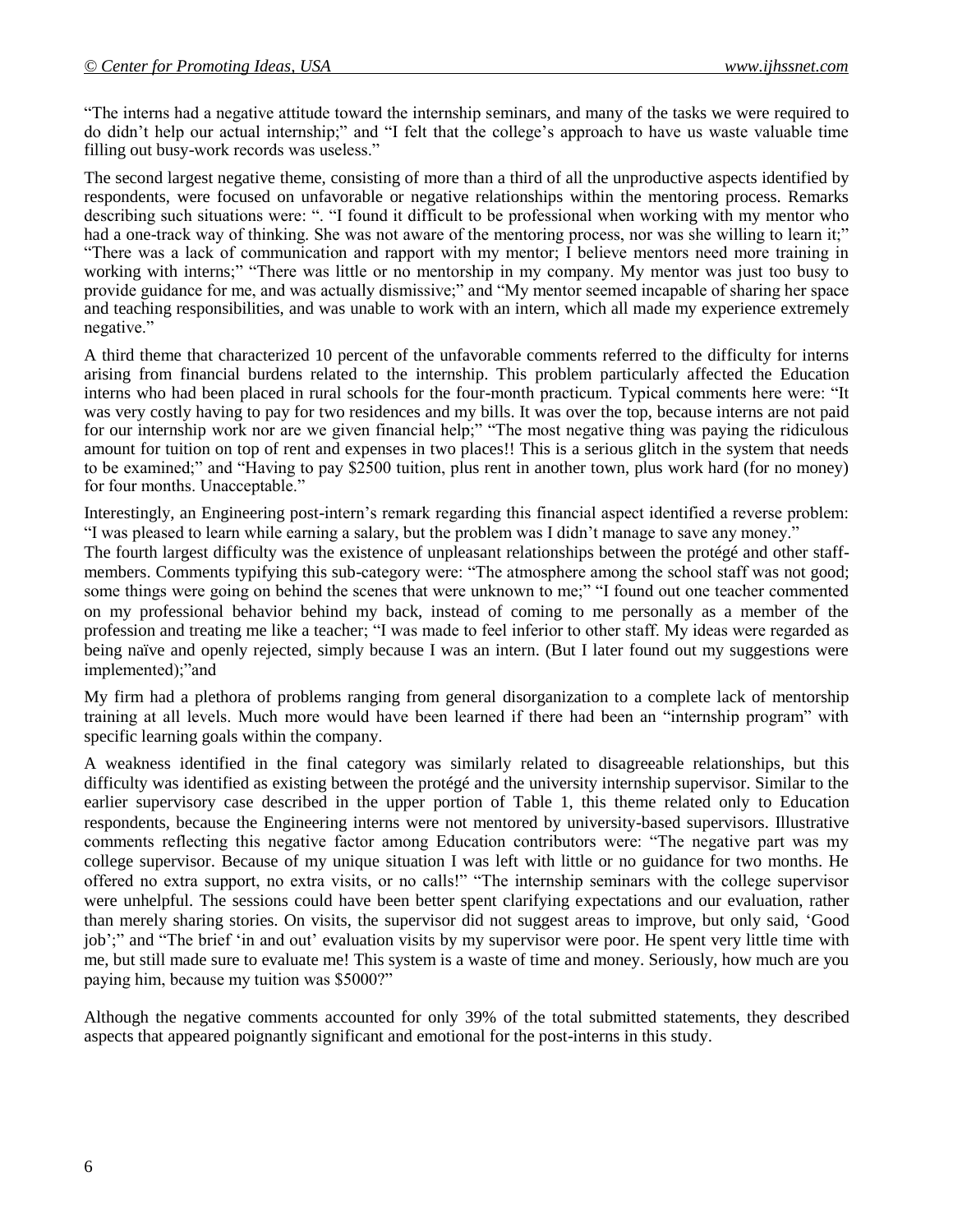"The interns had a negative attitude toward the internship seminars, and many of the tasks we were required to do didn't help our actual internship;" and "I felt that the college's approach to have us waste valuable time filling out busy-work records was useless."

The second largest negative theme, consisting of more than a third of all the unproductive aspects identified by respondents, were focused on unfavorable or negative relationships within the mentoring process. Remarks describing such situations were: ". "I found it difficult to be professional when working with my mentor who had a one-track way of thinking. She was not aware of the mentoring process, nor was she willing to learn it;" "There was a lack of communication and rapport with my mentor; I believe mentors need more training in working with interns;" "There was little or no mentorship in my company. My mentor was just too busy to provide guidance for me, and was actually dismissive;" and "My mentor seemed incapable of sharing her space and teaching responsibilities, and was unable to work with an intern, which all made my experience extremely negative."

A third theme that characterized 10 percent of the unfavorable comments referred to the difficulty for interns arising from financial burdens related to the internship. This problem particularly affected the Education interns who had been placed in rural schools for the four-month practicum. Typical comments here were: "It was very costly having to pay for two residences and my bills. It was over the top, because interns are not paid for our internship work nor are we given financial help;" "The most negative thing was paying the ridiculous amount for tuition on top of rent and expenses in two places!! This is a serious glitch in the system that needs to be examined;" and "Having to pay $2500 tuition, plus rent in another town, plus work hard (for no money) for four months. Unacceptable."

Interestingly, an Engineering post-intern's remark regarding this financial aspect identified a reverse problem: "I was pleased to learn while earning a salary, but the problem was I didn't manage to save any money."

The fourth largest difficulty was the existence of unpleasant relationships between the protégé and other staff-members. Comments typifying this sub-category were: "The atmosphere among the school staff was not good; some things were going on behind the scenes that were unknown to me;" "I found out one teacher commented on my professional behavior behind my back, instead of coming to me personally as a member of the profession and treating me like a teacher; "I was made to feel inferior to other staff. My ideas were regarded as being naïve and openly rejected, simply because I was an intern. (But I later found out my suggestions were implemented);"and

My firm had a plethora of problems ranging from general disorganization to a complete lack of mentorship training at all levels. Much more would have been learned if there had been an "internship program" with specific learning goals within the company.

A weakness identified in the final category was similarly related to disagreeable relationships, but this difficulty was identified as existing between the protégé and the university internship supervisor. Similar to the earlier supervisory case described in the upper portion of Table 1, this theme related only to Education respondents, because the Engineering interns were not mentored by university-based supervisors. Illustrative comments reflecting this negative factor among Education contributors were: "The negative part was my college supervisor. Because of my unique situation I was left with little or no guidance for two months. He offered no extra support, no extra visits, or no calls!" "The internship seminars with the college supervisor were unhelpful. The sessions could have been better spent clarifying expectations and our evaluation, rather than merely sharing stories. On visits, the supervisor did not suggest areas to improve, but only said, 'Good job';" and "The brief 'in and out' evaluation visits by my supervisor were poor. He spent very little time with me, but still made sure to evaluate me! This system is a waste of time and money. Seriously, how much are you paying him, because my tuition was $5000?"

Although the negative comments accounted for only 39% of the total submitted statements, they described aspects that appeared poignantly significant and emotional for the post-interns in this study.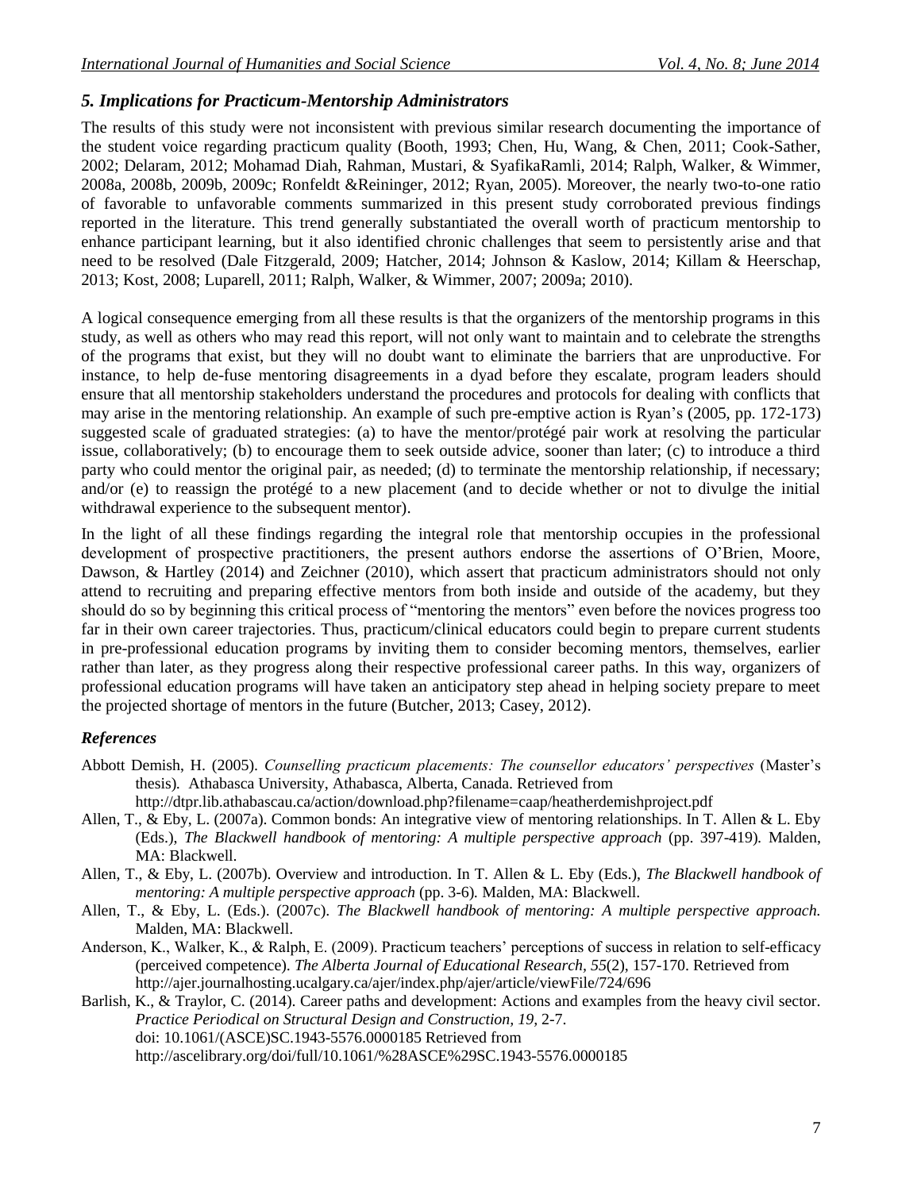### *5. Implications for Practicum-Mentorship Administrators*

The results of this study were not inconsistent with previous similar research documenting the importance of the student voice regarding practicum quality (Booth, 1993; Chen, Hu, Wang, & Chen, 2011; Cook-Sather, 2002; Delaram, 2012; Mohamad Diah, Rahman, Mustari, & SyafikaRamli, 2014; Ralph, Walker, & Wimmer, 2008a, 2008b, 2009b, 2009c; Ronfeldt &Reininger, 2012; Ryan, 2005). Moreover, the nearly two-to-one ratio of favorable to unfavorable comments summarized in this present study corroborated previous findings reported in the literature. This trend generally substantiated the overall worth of practicum mentorship to enhance participant learning, but it also identified chronic challenges that seem to persistently arise and that need to be resolved (Dale Fitzgerald, 2009; Hatcher, 2014; Johnson & Kaslow, 2014; Killam & Heerschap, 2013; Kost, 2008; Luparell, 2011; Ralph, Walker, & Wimmer, 2007; 2009a; 2010).

A logical consequence emerging from all these results is that the organizers of the mentorship programs in this study, as well as others who may read this report, will not only want to maintain and to celebrate the strengths of the programs that exist, but they will no doubt want to eliminate the barriers that are unproductive. For instance, to help de-fuse mentoring disagreements in a dyad before they escalate, program leaders should ensure that all mentorship stakeholders understand the procedures and protocols for dealing with conflicts that may arise in the mentoring relationship. An example of such pre-emptive action is Ryan's (2005, pp. 172-173) suggested scale of graduated strategies: (a) to have the mentor/protégé pair work at resolving the particular issue, collaboratively; (b) to encourage them to seek outside advice, sooner than later; (c) to introduce a third party who could mentor the original pair, as needed; (d) to terminate the mentorship relationship, if necessary; and/or (e) to reassign the protégé to a new placement (and to decide whether or not to divulge the initial withdrawal experience to the subsequent mentor).

In the light of all these findings regarding the integral role that mentorship occupies in the professional development of prospective practitioners, the present authors endorse the assertions of O'Brien, Moore, Dawson, & Hartley (2014) and Zeichner (2010), which assert that practicum administrators should not only attend to recruiting and preparing effective mentors from both inside and outside of the academy, but they should do so by beginning this critical process of "mentoring the mentors" even before the novices progress too far in their own career trajectories. Thus, practicum/clinical educators could begin to prepare current students in pre-professional education programs by inviting them to consider becoming mentors, themselves, earlier rather than later, as they progress along their respective professional career paths. In this way, organizers of professional education programs will have taken an anticipatory step ahead in helping society prepare to meet the projected shortage of mentors in the future (Butcher, 2013; Casey, 2012).

### *References*

Abbott Demish, H. (2005). *Counselling practicum placements: The counsellor educators' perspectives* (Master's thesis). Athabasca University, Athabasca, Alberta, Canada. Retrieved from http://dtpr.lib.athabascau.ca/action/download.php?filename=caap/heatherdemishproject.pdf

Allen, T., & Eby, L. (2007a). Common bonds: An integrative view of mentoring relationships. In T. Allen & L. Eby (Eds.), *The Blackwell handbook of mentoring: A multiple perspective approach* (pp. 397-419). Malden, MA: Blackwell.

Allen, T., & Eby, L. (2007b). Overview and introduction. In T. Allen & L. Eby (Eds.), *The Blackwell handbook of mentoring: A multiple perspective approach* (pp. 3-6). Malden, MA: Blackwell.

Allen, T., & Eby, L. (Eds.). (2007c). *The Blackwell handbook of mentoring: A multiple perspective approach.* Malden, MA: Blackwell.

Anderson, K., Walker, K., & Ralph, E. (2009). Practicum teachers' perceptions of success in relation to self-efficacy (perceived competence). *The Alberta Journal of Educational Research, 55*(2), 157-170. Retrieved from http://ajer.journalhosting.ucalgary.ca/ajer/index.php/ajer/article/viewFile/724/696

Barlish, K., & Traylor, C. (2014). Career paths and development: Actions and examples from the heavy civil sector. *Practice Periodical on Structural Design and Construction, 19*, 2-7. doi: 10.1061/(ASCE)SC.1943-5576.0000185 Retrieved from http://ascelibrary.org/doi/full/10.1061/%28ASCE%29SC.1943-5576.0000185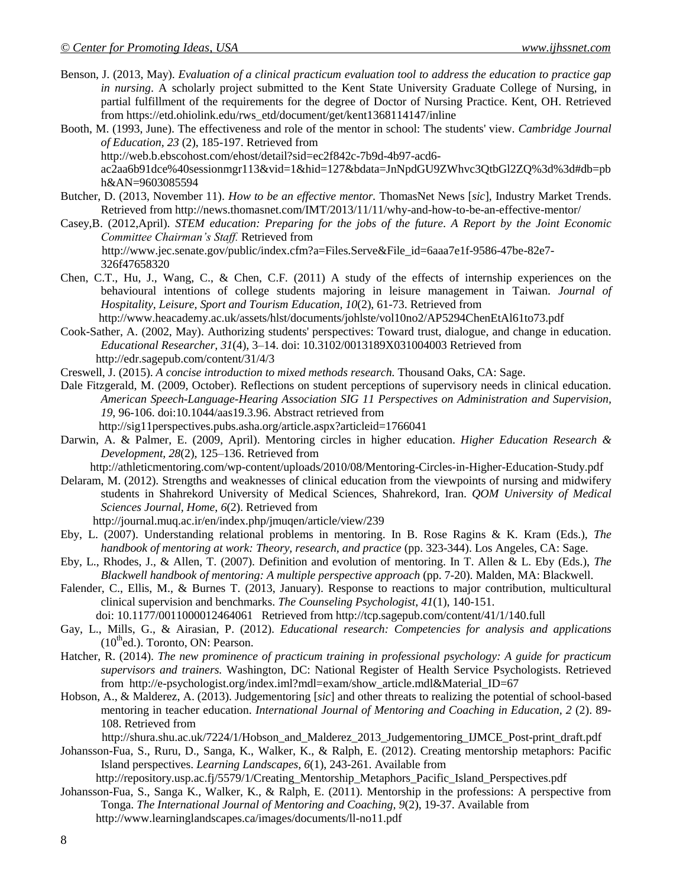Benson, J. (2013, May). *Evaluation of a clinical practicum evaluation tool to address the education to practice gap in nursing*. A scholarly project submitted to the Kent State University Graduate College of Nursing, in partial fulfillment of the requirements for the degree of Doctor of Nursing Practice. Kent, OH. Retrieved from https://etd.ohiolink.edu/rws_etd/document/get/kent1368114147/inline

Booth, M. (1993, June). The effectiveness and role of the mentor in school: The students' view. *Cambridge Journal of Education, 23* (2), 185-197. Retrieved from http://web.b.ebscohost.com/ehost/detail?sid=ec2f842c-7b9d-4b97-acd6-ac2aa6b91dce%40sessionmgr113&vid=1&hid=127&bdata=JnNpdGU9ZWhvc3QtbGl2ZQ%3d%3d#db=pbh&AN=9603085594

Butcher, D. (2013, November 11). *How to be an effective mentor.* ThomasNet News [*sic*], Industry Market Trends. Retrieved from http://news.thomasnet.com/IMT/2013/11/11/why-and-how-to-be-an-effective-mentor/

Casey,B. (2012,April). *STEM education: Preparing for the jobs of the future. A Report by the Joint Economic Committee Chairman's Staff.* Retrieved from http://www.jec.senate.gov/public/index.cfm?a=Files.Serve&File_id=6aaa7e1f-9586-47be-82e7-326f47658320

Chen, C.T., Hu, J., Wang, C., & Chen, C.F. (2011) A study of the effects of internship experiences on the behavioural intentions of college students majoring in leisure management in Taiwan. *Journal of Hospitality, Leisure, Sport and Tourism Education, 10*(2), 61-73. Retrieved from http://www.heacademy.ac.uk/assets/hlst/documents/johlste/vol10no2/AP5294ChenEtAl61to73.pdf

Cook-Sather, A. (2002, May). Authorizing students' perspectives: Toward trust, dialogue, and change in education. *Educational Researcher, 31*(4), 3–14. doi: 10.3102/0013189X031004003 Retrieved from http://edr.sagepub.com/content/31/4/3

Creswell, J. (2015). *A concise introduction to mixed methods research.* Thousand Oaks, CA: Sage.

Dale Fitzgerald, M. (2009, October). Reflections on student perceptions of supervisory needs in clinical education. *American Speech-Language-Hearing Association SIG 11 Perspectives on Administration and Supervision, 19,* 96-106. doi:10.1044/aas19.3.96. Abstract retrieved from http://sig11perspectives.pubs.asha.org/article.aspx?articleid=1766041

Darwin, A. & Palmer, E. (2009, April). Mentoring circles in higher education. *Higher Education Research & Development, 28*(2), 125–136. Retrieved from http://athleticmentoring.com/wp-content/uploads/2010/08/Mentoring-Circles-in-Higher-Education-Study.pdf

Delaram, M. (2012). Strengths and weaknesses of clinical education from the viewpoints of nursing and midwifery students in Shahrekord University of Medical Sciences, Shahrekord, Iran. *QOM University of Medical Sciences Journal, Home, 6*(2). Retrieved from http://journal.muq.ac.ir/en/index.php/jmuqen/article/view/239

Eby, L. (2007). Understanding relational problems in mentoring. In B. Rose Ragins & K. Kram (Eds.), *The handbook of mentoring at work: Theory, research, and practice* (pp. 323-344). Los Angeles, CA: Sage.

Eby, L., Rhodes, J., & Allen, T. (2007). Definition and evolution of mentoring. In T. Allen & L. Eby (Eds.), *The Blackwell handbook of mentoring: A multiple perspective approach* (pp. 7-20). Malden, MA: Blackwell.

Falender, C., Ellis, M., & Burnes T. (2013, January). Response to reactions to major contribution, multicultural clinical supervision and benchmarks. *The Counseling Psychologist, 41*(1), 140-151. doi: 10.1177/0011000012464061 Retrieved from http://tcp.sagepub.com/content/41/1/140.full

Gay, L., Mills, G., & Airasian, P. (2012). *Educational research: Competencies for analysis and applications* (10th ed.). Toronto, ON: Pearson.

Hatcher, R. (2014). *The new prominence of practicum training in professional psychology: A guide for practicum supervisors and trainers.* Washington, DC: National Register of Health Service Psychologists. Retrieved from http://e-psychologist.org/index.iml?mdl=exam/show_article.mdl&Material_ID=67

Hobson, A., & Malderez, A. (2013). Judgementoring [*sic*] and other threats to realizing the potential of school-based mentoring in teacher education. *International Journal of Mentoring and Coaching in Education, 2* (2). 89-108. Retrieved from http://shura.shu.ac.uk/7224/1/Hobson_and_Malderez_2013_Judgementoring_IJMCE_Post-print_draft.pdf

Johansson-Fua, S., Ruru, D., Sanga, K., Walker, K., & Ralph, E. (2012). Creating mentorship metaphors: Pacific Island perspectives. *Learning Landscapes, 6*(1), 243-261. Available from http://repository.usp.ac.fj/5579/1/Creating_Mentorship_Metaphors_Pacific_Island_Perspectives.pdf

Johansson-Fua, S., Sanga K., Walker, K., & Ralph, E. (2011). Mentorship in the professions: A perspective from Tonga. *The International Journal of Mentoring and Coaching, 9*(2), 19-37. Available from http://www.learninglandscapes.ca/images/documents/ll-no11.pdf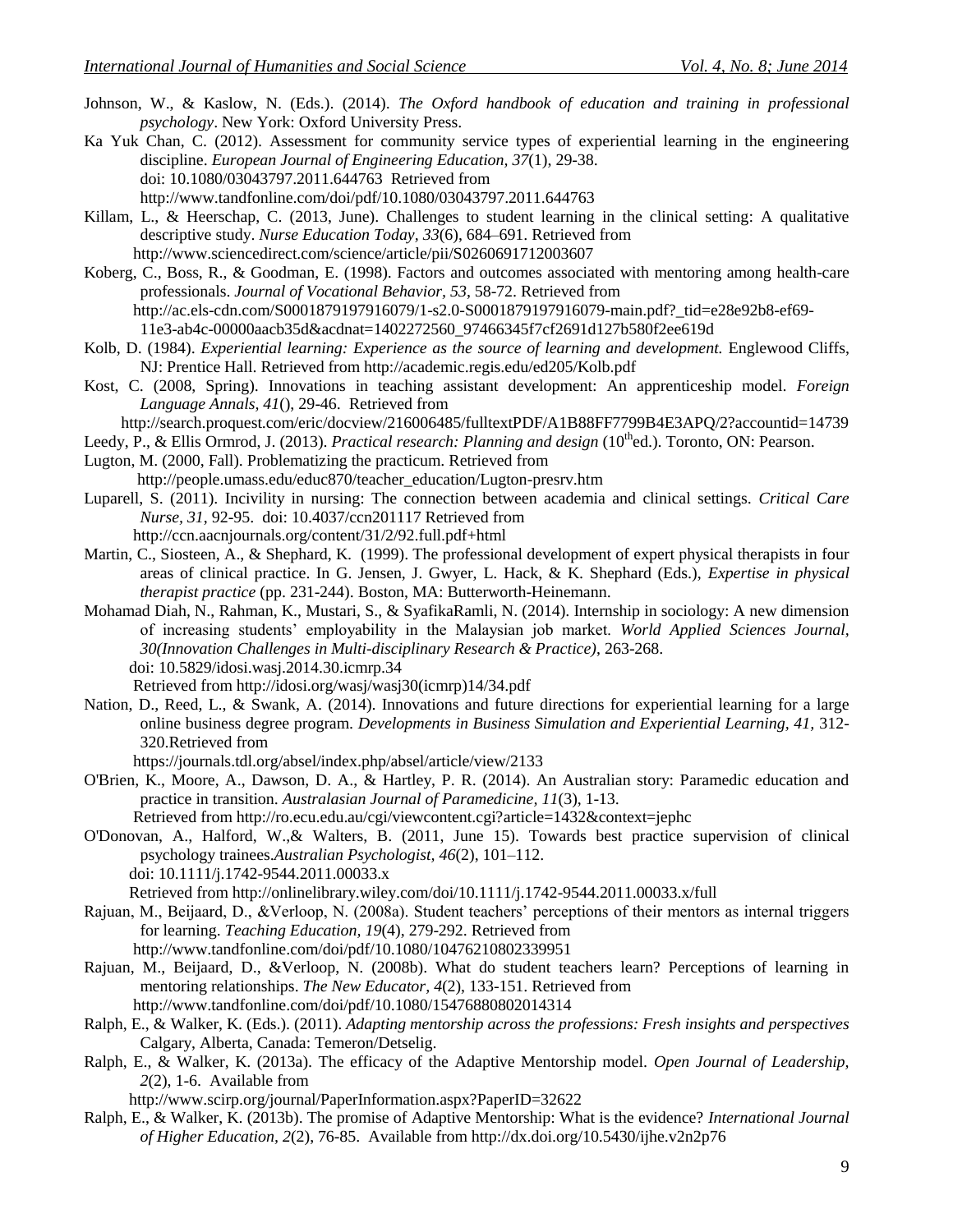Johnson, W., & Kaslow, N. (Eds.). (2014). *The Oxford handbook of education and training in professional psychology*. New York: Oxford University Press.

Ka Yuk Chan, C. (2012). Assessment for community service types of experiential learning in the engineering discipline. *European Journal of Engineering Education, 37*(1), 29-38. doi: 10.1080/03043797.2011.644763 Retrieved from http://www.tandfonline.com/doi/pdf/10.1080/03043797.2011.644763

Killam, L., & Heerschap, C. (2013, June). Challenges to student learning in the clinical setting: A qualitative descriptive study. *Nurse Education Today, 33*(6), 684–691. Retrieved from http://www.sciencedirect.com/science/article/pii/S0260691712003607

Koberg, C., Boss, R., & Goodman, E. (1998). Factors and outcomes associated with mentoring among health-care professionals. *Journal of Vocational Behavior, 53*, 58-72. Retrieved from http://ac.els-cdn.com/S0001879197916079/1-s2.0-S0001879197916079-main.pdf?_tid=e28e92b8-ef69-11e3-ab4c-00000aacb35d&acdnat=1402272560_97466345f7cf2691d127b580f2ee619d

Kolb, D. (1984). *Experiential learning: Experience as the source of learning and development.* Englewood Cliffs, NJ: Prentice Hall. Retrieved from http://academic.regis.edu/ed205/Kolb.pdf

Kost, C. (2008, Spring). Innovations in teaching assistant development: An apprenticeship model. *Foreign Language Annals, 41*(), 29-46. Retrieved from http://search.proquest.com/eric/docview/216006485/fulltextPDF/A1B88FF7799B4E3APQ/2?accountid=14739

Leedy, P., & Ellis Ormrod, J. (2013). *Practical research: Planning and design* (10[th]ed.). Toronto, ON: Pearson.

Lugton, M. (2000, Fall). Problematizing the practicum. Retrieved from http://people.umass.edu/educ870/teacher_education/Lugton-presrv.htm

Luparell, S. (2011). Incivility in nursing: The connection between academia and clinical settings. *Critical Care Nurse, 31*, 92-95. doi: 10.4037/ccn201117 Retrieved from http://ccn.aacnjournals.org/content/31/2/92.full.pdf+html

Martin, C., Siosteen, A., & Shephard, K. (1999). The professional development of expert physical therapists in four areas of clinical practice. In G. Jensen, J. Gwyer, L. Hack, & K. Shephard (Eds.), *Expertise in physical therapist practice* (pp. 231-244). Boston, MA: Butterworth-Heinemann.

Mohamad Diah, N., Rahman, K., Mustari, S., & SyafikaRamli, N. (2014). Internship in sociology: A new dimension of increasing students' employability in the Malaysian job market. *World Applied Sciences Journal, 30(Innovation Challenges in Multi-disciplinary Research & Practice)*, 263-268. doi: 10.5829/idosi.wasj.2014.30.icmrp.34 Retrieved from http://idosi.org/wasj/wasj30(icmrp)14/34.pdf

Nation, D., Reed, L., & Swank, A. (2014). Innovations and future directions for experiential learning for a large online business degree program. *Developments in Business Simulation and Experiential Learning, 41*, 312-320.Retrieved from https://journals.tdl.org/absel/index.php/absel/article/view/2133

O'Brien, K., Moore, A., Dawson, D. A., & Hartley, P. R. (2014). An Australian story: Paramedic education and practice in transition. *Australasian Journal of Paramedicine, 11*(3), 1-13. Retrieved from http://ro.ecu.edu.au/cgi/viewcontent.cgi?article=1432&context=jephc

O'Donovan, A., Halford, W.,& Walters, B. (2011, June 15). Towards best practice supervision of clinical psychology trainees.*Australian Psychologist, 46*(2), 101–112. doi: 10.1111/j.1742-9544.2011.00033.x Retrieved from http://onlinelibrary.wiley.com/doi/10.1111/j.1742-9544.2011.00033.x/full

Rajuan, M., Beijaard, D., &Verloop, N. (2008a). Student teachers' perceptions of their mentors as internal triggers for learning. *Teaching Education, 19*(4), 279-292. Retrieved from http://www.tandfonline.com/doi/pdf/10.1080/10476210802339951

Rajuan, M., Beijaard, D., &Verloop, N. (2008b). What do student teachers learn? Perceptions of learning in mentoring relationships. *The New Educator, 4*(2), 133-151. Retrieved from http://www.tandfonline.com/doi/pdf/10.1080/15476880802014314

Ralph, E., & Walker, K. (Eds.). (2011). *Adapting mentorship across the professions: Fresh insights and perspectives* Calgary, Alberta, Canada: Temeron/Detselig.

Ralph, E., & Walker, K. (2013a). The efficacy of the Adaptive Mentorship model. *Open Journal of Leadership, 2*(2), 1-6. Available from http://www.scirp.org/journal/PaperInformation.aspx?PaperID=32622

Ralph, E., & Walker, K. (2013b). The promise of Adaptive Mentorship: What is the evidence? *International Journal of Higher Education, 2*(2), 76-85. Available from http://dx.doi.org/10.5430/ijhe.v2n2p76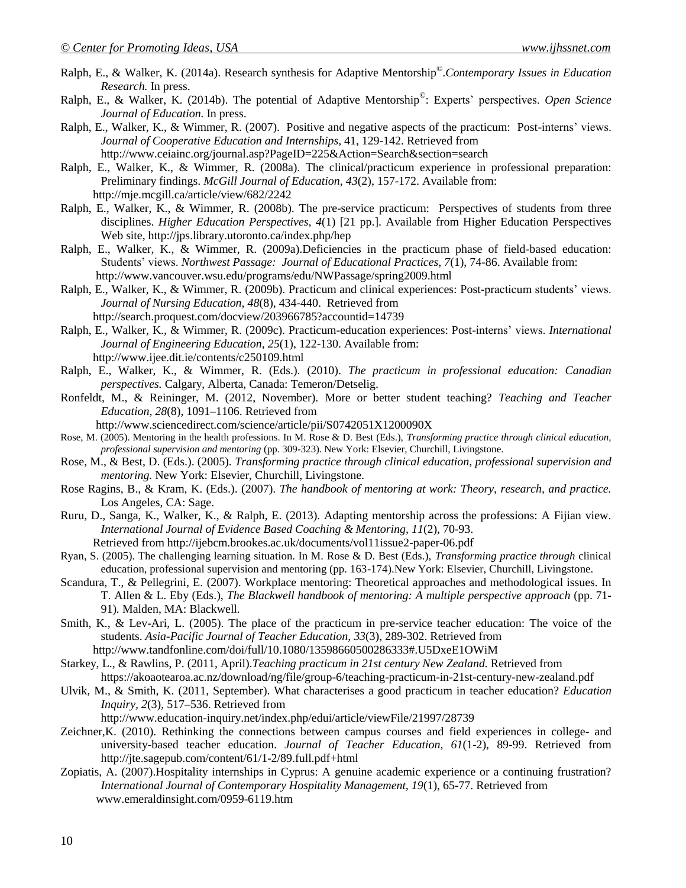Ralph, E., & Walker, K. (2014a). Research synthesis for Adaptive Mentorship©.*Contemporary Issues in Education Research.* In press.

Ralph, E., & Walker, K. (2014b). The potential of Adaptive Mentorship©: Experts' perspectives. *Open Science Journal of Education.* In press.

Ralph, E., Walker, K., & Wimmer, R. (2007). Positive and negative aspects of the practicum: Post-interns' views. *Journal of Cooperative Education and Internships,* 41, 129-142. Retrieved from http://www.ceiainc.org/journal.asp?PageID=225&Action=Search&section=search

Ralph, E., Walker, K., & Wimmer, R. (2008a). The clinical/practicum experience in professional preparation: Preliminary findings. *McGill Journal of Education, 43*(2), 157-172. Available from: http://mje.mcgill.ca/article/view/682/2242

Ralph, E., Walker, K., & Wimmer, R. (2008b). The pre-service practicum: Perspectives of students from three disciplines. *Higher Education Perspectives, 4*(1) [21 pp.]. Available from Higher Education Perspectives Web site, http://jps.library.utoronto.ca/index.php/hep

Ralph, E., Walker, K., & Wimmer, R. (2009a).Deficiencies in the practicum phase of field-based education: Students' views. *Northwest Passage: Journal of Educational Practices, 7*(1), 74-86. Available from: http://www.vancouver.wsu.edu/programs/edu/NWPassage/spring2009.html

Ralph, E., Walker, K., & Wimmer, R. (2009b). Practicum and clinical experiences: Post-practicum students' views. *Journal of Nursing Education, 48*(8), 434-440. Retrieved from http://search.proquest.com/docview/203966785?accountid=14739

Ralph, E., Walker, K., & Wimmer, R. (2009c). Practicum-education experiences: Post-interns' views. *International Journal of Engineering Education, 25*(1), 122-130. Available from: http://www.ijee.dit.ie/contents/c250109.html

Ralph, E., Walker, K., & Wimmer, R. (Eds.). (2010). *The practicum in professional education: Canadian perspectives.* Calgary, Alberta, Canada: Temeron/Detselig.

Ronfeldt, M., & Reininger, M. (2012, November). More or better student teaching? *Teaching and Teacher Education, 28*(8), 1091–1106. Retrieved from http://www.sciencedirect.com/science/article/pii/S0742051X1200090X

Rose, M. (2005). Mentoring in the health professions. In M. Rose & D. Best (Eds.), *Transforming practice through clinical education, professional supervision and mentoring* (pp. 309-323). New York: Elsevier, Churchill, Livingstone.

Rose, M., & Best, D. (Eds.). (2005). *Transforming practice through clinical education, professional supervision and mentoring.* New York: Elsevier, Churchill, Livingstone.

Rose Ragins, B., & Kram, K. (Eds.). (2007). *The handbook of mentoring at work: Theory, research, and practice.* Los Angeles, CA: Sage.

Ruru, D., Sanga, K., Walker, K., & Ralph, E. (2013). Adapting mentorship across the professions: A Fijian view. *International Journal of Evidence Based Coaching & Mentoring, 11*(2), 70-93. Retrieved from http://ijebcm.brookes.ac.uk/documents/vol11issue2-paper-06.pdf

Ryan, S. (2005). The challenging learning situation. In M. Rose & D. Best (Eds.), *Transforming practice through* clinical education, professional supervision and mentoring (pp. 163-174).New York: Elsevier, Churchill, Livingstone.

Scandura, T., & Pellegrini, E. (2007). Workplace mentoring: Theoretical approaches and methodological issues. In T. Allen & L. Eby (Eds.), *The Blackwell handbook of mentoring: A multiple perspective approach* (pp. 71-91)*.* Malden, MA: Blackwell.

Smith, K., & Lev-Ari, L. (2005). The place of the practicum in pre-service teacher education: The voice of the students. *Asia-Pacific Journal of Teacher Education, 33*(3), 289-302. Retrieved from http://www.tandfonline.com/doi/full/10.1080/13598660500286333#.U5DxeE1OWiM

Starkey, L., & Rawlins, P. (2011, April).*Teaching practicum in 21st century New Zealand.* Retrieved from https://akoaotearoa.ac.nz/download/ng/file/group-6/teaching-practicum-in-21st-century-new-zealand.pdf

Ulvik, M., & Smith, K. (2011, September). What characterises a good practicum in teacher education? *Education Inquiry, 2*(3), 517–536. Retrieved from http://www.education-inquiry.net/index.php/edui/article/viewFile/21997/28739

Zeichner,K. (2010). Rethinking the connections between campus courses and field experiences in college- and university-based teacher education. *Journal of Teacher Education, 61*(1-2), 89-99. Retrieved from http://jte.sagepub.com/content/61/1-2/89.full.pdf+html

Zopiatis, A. (2007).Hospitality internships in Cyprus: A genuine academic experience or a continuing frustration? *International Journal of Contemporary Hospitality Management, 19*(1), 65-77. Retrieved from www.emeraldinsight.com/0959-6119.htm